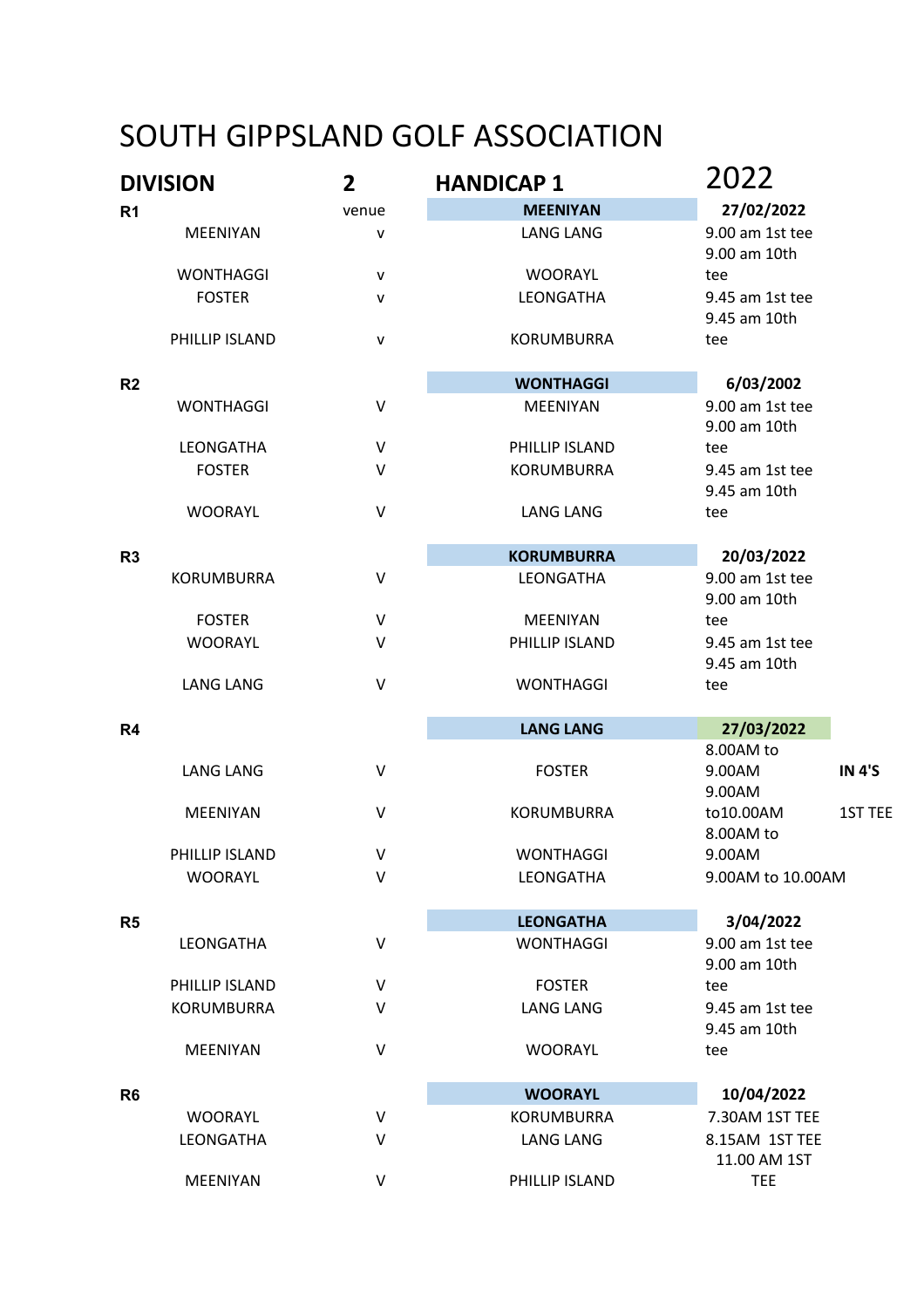# SOUTH GIPPSLAND GOLF ASSOCIATION

| DIVISION | 2 | HANDICAP 1 | 2022 | |
|---|---|---|---|---|
| **R1** | venue | **MEENIYAN** | **27/02/2022** | |
| MEENIYAN | v | LANG LANG | 9.00 am 1st tee | |
| WONTHAGGI | v | WOORAYL | 9.00 am 10th tee | |
| FOSTER | v | LEONGATHA | 9.45 am 1st tee | |
| PHILLIP ISLAND | v | KORUMBURRA | 9.45 am 10th tee | |
| **R2** | | **WONTHAGGI** | **6/03/2002** | |
| WONTHAGGI | V | MEENIYAN | 9.00 am 1st tee | |
| LEONGATHA | V | PHILLIP ISLAND | 9.00 am 10th tee | |
| FOSTER | V | KORUMBURRA | 9.45 am 1st tee | |
| WOORAYL | V | LANG LANG | 9.45 am 10th tee | |
| **R3** | | **KORUMBURRA** | **20/03/2022** | |
| KORUMBURRA | V | LEONGATHA | 9.00 am 1st tee | |
| FOSTER | V | MEENIYAN | 9.00 am 10th tee | |
| WOORAYL | V | PHILLIP ISLAND | 9.45 am 1st tee | |
| LANG LANG | V | WONTHAGGI | 9.45 am 10th tee | |
| **R4** | | **LANG LANG** | **27/03/2022** | |
| LANG LANG | V | FOSTER | 8.00AM to 9.00AM | **IN 4'S** |
| MEENIYAN | V | KORUMBURRA | 9.00AM to10.00AM | 1ST TEE |
| PHILLIP ISLAND | V | WONTHAGGI | 8.00AM to 9.00AM | |
| WOORAYL | V | LEONGATHA | 9.00AM to 10.00AM | |
| **R5** | | **LEONGATHA** | **3/04/2022** | |
| LEONGATHA | V | WONTHAGGI | 9.00 am 1st tee | |
| PHILLIP ISLAND | V | FOSTER | 9.00 am 10th tee | |
| KORUMBURRA | V | LANG LANG | 9.45 am 1st tee | |
| MEENIYAN | V | WOORAYL | 9.45 am 10th tee | |
| **R6** | | **WOORAYL** | **10/04/2022** | |
| WOORAYL | V | KORUMBURRA | 7.30AM 1ST TEE | |
| LEONGATHA | V | LANG LANG | 8.15AM 1ST TEE | |
| MEENIYAN | V | PHILLIP ISLAND | 11.00 AM 1ST TEE | |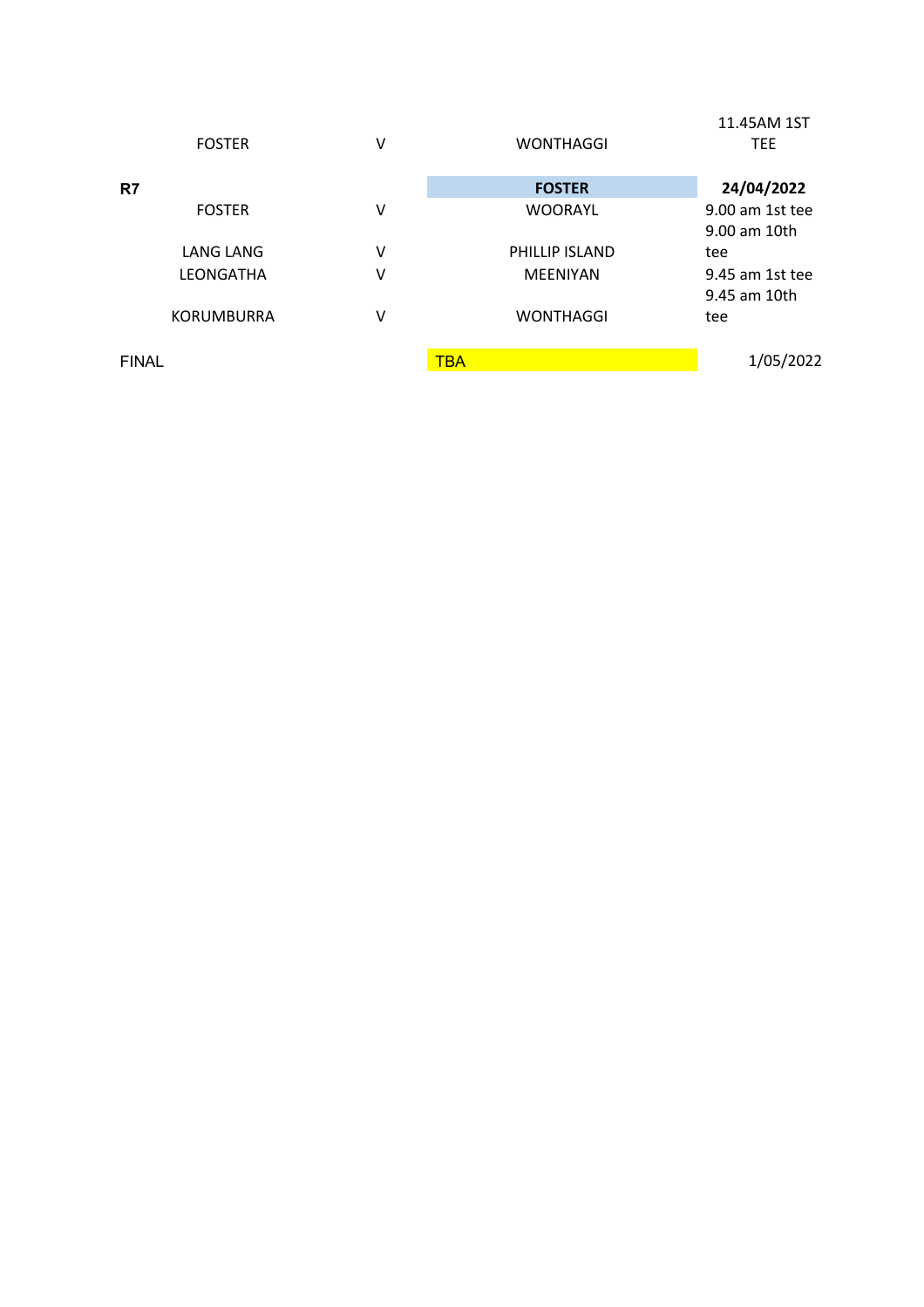| | | | | |
|---|---|---|---|---|
| | FOSTER | V | WONTHAGGI | 11.45AM 1ST TEE |
| **R7** | | | **FOSTER** | **24/04/2022** |
| | FOSTER | V | WOORAYL | 9.00 am 1st tee |
| | LANG LANG | V | PHILLIP ISLAND | 9.00 am 10th tee |
| | LEONGATHA | V | MEENIYAN | 9.45 am 1st tee |
| | KORUMBURRA | V | WONTHAGGI | 9.45 am 10th tee |
| FINAL | | | TBA | 1/05/2022 |